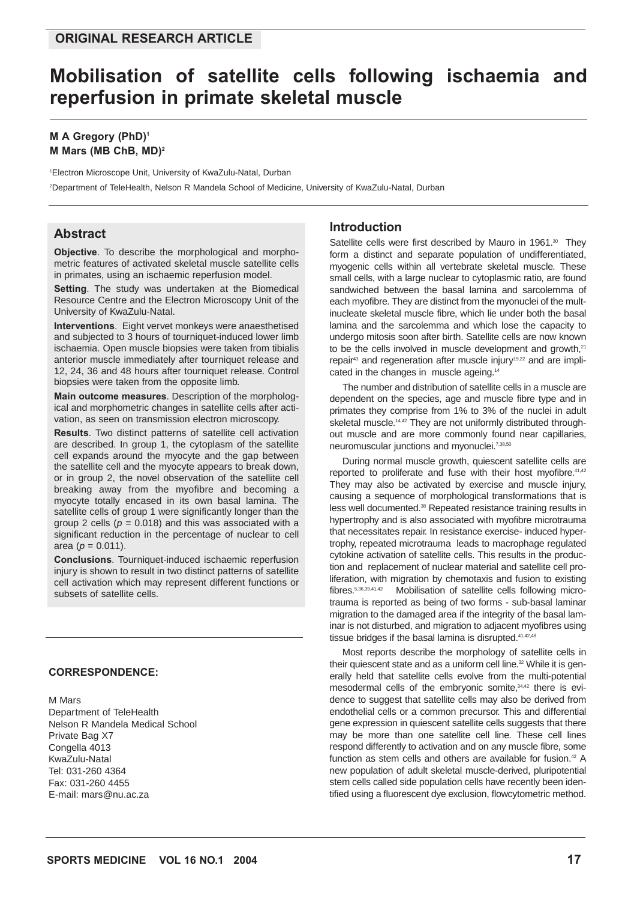ORIGINAL RESEARCH ARTICLE

# Mobilisation of satellite cells following ischaemia and reperfusion in primate skeletal muscle

**M A Gregory (PhD)**[1]
**M Mars (MB ChB, MD)**[2]

[1]Electron Microscope Unit, University of KwaZulu-Natal, Durban

[2]Department of TeleHealth, Nelson R Mandela School of Medicine, University of KwaZulu-Natal, Durban

## Abstract

**Objective**. To describe the morphological and morphometric features of activated skeletal muscle satellite cells in primates, using an ischaemic reperfusion model.

**Setting**. The study was undertaken at the Biomedical Resource Centre and the Electron Microscopy Unit of the University of KwaZulu-Natal.

**Interventions**. Eight vervet monkeys were anaesthetised and subjected to 3 hours of tourniquet-induced lower limb ischaemia. Open muscle biopsies were taken from tibialis anterior muscle immediately after tourniquet release and 12, 24, 36 and 48 hours after tourniquet release. Control biopsies were taken from the opposite limb.

**Main outcome measures**. Description of the morphological and morphometric changes in satellite cells after activation, as seen on transmission electron microscopy.

**Results**. Two distinct patterns of satellite cell activation are described. In group 1, the cytoplasm of the satellite cell expands around the myocyte and the gap between the satellite cell and the myocyte appears to break down, or in group 2, the novel observation of the satellite cell breaking away from the myofibre and becoming a myocyte totally encased in its own basal lamina. The satellite cells of group 1 were significantly longer than the group 2 cells ($p = 0.018$) and this was associated with a significant reduction in the percentage of nuclear to cell area ($p = 0.011$).

**Conclusions**. Tourniquet-induced ischaemic reperfusion injury is shown to result in two distinct patterns of satellite cell activation which may represent different functions or subsets of satellite cells.

**CORRESPONDENCE:**

M Mars
Department of TeleHealth
Nelson R Mandela Medical School
Private Bag X7
Congella 4013
KwaZulu-Natal
Tel: 031-260 4364
Fax: 031-260 4455
E-mail: mars@nu.ac.za

## Introduction

Satellite cells were first described by Mauro in 1961.[30] They form a distinct and separate population of undifferentiated, myogenic cells within all vertebrate skeletal muscle. These small cells, with a large nuclear to cytoplasmic ratio, are found sandwiched between the basal lamina and sarcolemma of each myofibre. They are distinct from the myonuclei of the multinucleate skeletal muscle fibre, which lie under both the basal lamina and the sarcolemma and which lose the capacity to undergo mitosis soon after birth. Satellite cells are now known to be the cells involved in muscle development and growth,[21] repair[43] and regeneration after muscle injury[19,22] and are implicated in the changes in muscle ageing.[14]

The number and distribution of satellite cells in a muscle are dependent on the species, age and muscle fibre type and in primates they comprise from 1% to 3% of the nuclei in adult skeletal muscle.[14,42] They are not uniformly distributed throughout muscle and are more commonly found near capillaries, neuromuscular junctions and myonuclei.[7,38,50]

During normal muscle growth, quiescent satellite cells are reported to proliferate and fuse with their host myofibre.[41,42] They may also be activated by exercise and muscle injury, causing a sequence of morphological transformations that is less well documented.[38] Repeated resistance training results in hypertrophy and is also associated with myofibre microtrauma that necessitates repair. In resistance exercise- induced hypertrophy, repeated microtrauma leads to macrophage regulated cytokine activation of satellite cells. This results in the production and replacement of nuclear material and satellite cell proliferation, with migration by chemotaxis and fusion to existing fibres.[5,36,39,41,42] Mobilisation of satellite cells following microtrauma is reported as being of two forms - sub-basal laminar migration to the damaged area if the integrity of the basal laminar is not disturbed, and migration to adjacent myofibres using tissue bridges if the basal lamina is disrupted.[41,42,48]

Most reports describe the morphology of satellite cells in their quiescent state and as a uniform cell line.[32] While it is generally held that satellite cells evolve from the multi-potential mesodermal cells of the embryonic somite,[34,42] there is evidence to suggest that satellite cells may also be derived from endothelial cells or a common precursor. This and differential gene expression in quiescent satellite cells suggests that there may be more than one satellite cell line. These cell lines respond differently to activation and on any muscle fibre, some function as stem cells and others are available for fusion.[42] A new population of adult skeletal muscle-derived, pluripotential stem cells called side population cells have recently been identified using a fluorescent dye exclusion, flowcytometric method.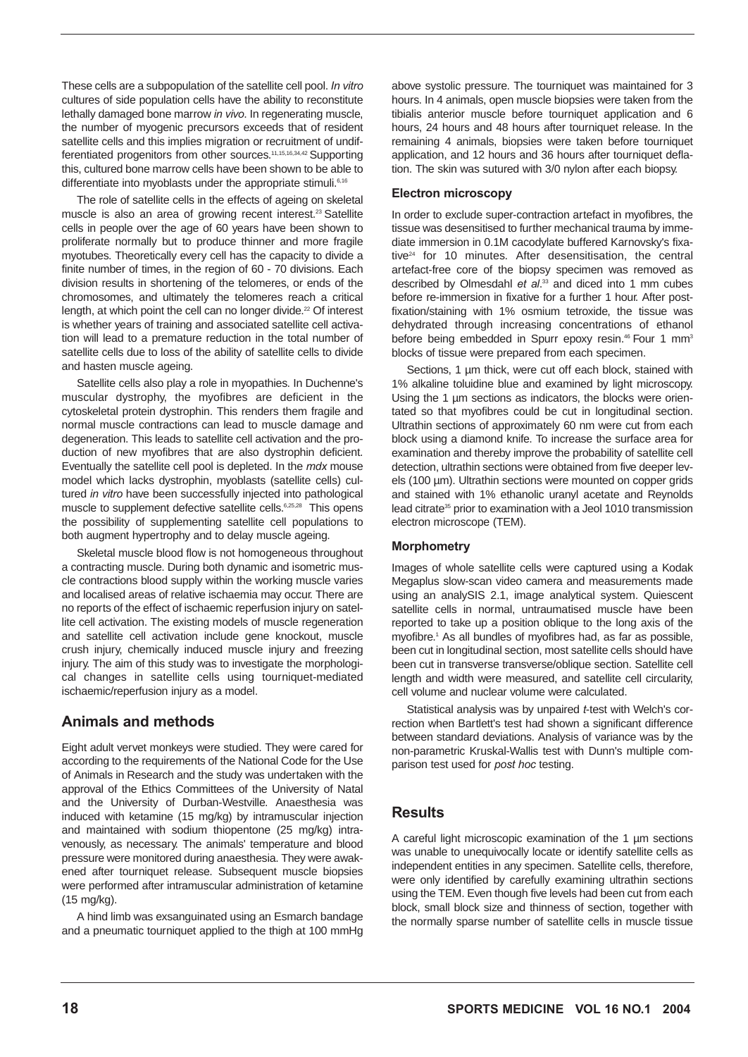These cells are a subpopulation of the satellite cell pool. *In vitro* cultures of side population cells have the ability to reconstitute lethally damaged bone marrow *in vivo*. In regenerating muscle, the number of myogenic precursors exceeds that of resident satellite cells and this implies migration or recruitment of undifferentiated progenitors from other sources.[11,15,16,34,42] Supporting this, cultured bone marrow cells have been shown to be able to differentiate into myoblasts under the appropriate stimuli.[6,16]

The role of satellite cells in the effects of ageing on skeletal muscle is also an area of growing recent interest.[23] Satellite cells in people over the age of 60 years have been shown to proliferate normally but to produce thinner and more fragile myotubes. Theoretically every cell has the capacity to divide a finite number of times, in the region of 60 - 70 divisions. Each division results in shortening of the telomeres, or ends of the chromosomes, and ultimately the telomeres reach a critical length, at which point the cell can no longer divide.[22] Of interest is whether years of training and associated satellite cell activation will lead to a premature reduction in the total number of satellite cells due to loss of the ability of satellite cells to divide and hasten muscle ageing.

Satellite cells also play a role in myopathies. In Duchenne's muscular dystrophy, the myofibres are deficient in the cytoskeletal protein dystrophin. This renders them fragile and normal muscle contractions can lead to muscle damage and degeneration. This leads to satellite cell activation and the production of new myofibres that are also dystrophin deficient. Eventually the satellite cell pool is depleted. In the *mdx* mouse model which lacks dystrophin, myoblasts (satellite cells) cultured *in vitro* have been successfully injected into pathological muscle to supplement defective satellite cells.[6,25,28] This opens the possibility of supplementing satellite cell populations to both augment hypertrophy and to delay muscle ageing.

Skeletal muscle blood flow is not homogeneous throughout a contracting muscle. During both dynamic and isometric muscle contractions blood supply within the working muscle varies and localised areas of relative ischaemia may occur. There are no reports of the effect of ischaemic reperfusion injury on satellite cell activation. The existing models of muscle regeneration and satellite cell activation include gene knockout, muscle crush injury, chemically induced muscle injury and freezing injury. The aim of this study was to investigate the morphological changes in satellite cells using tourniquet-mediated ischaemic/reperfusion injury as a model.

## Animals and methods

Eight adult vervet monkeys were studied. They were cared for according to the requirements of the National Code for the Use of Animals in Research and the study was undertaken with the approval of the Ethics Committees of the University of Natal and the University of Durban-Westville. Anaesthesia was induced with ketamine (15 mg/kg) by intramuscular injection and maintained with sodium thiopentone (25 mg/kg) intravenously, as necessary. The animals' temperature and blood pressure were monitored during anaesthesia. They were awakened after tourniquet release. Subsequent muscle biopsies were performed after intramuscular administration of ketamine (15 mg/kg).

A hind limb was exsanguinated using an Esmarch bandage and a pneumatic tourniquet applied to the thigh at 100 mmHg above systolic pressure. The tourniquet was maintained for 3 hours. In 4 animals, open muscle biopsies were taken from the tibialis anterior muscle before tourniquet application and 6 hours, 24 hours and 48 hours after tourniquet release. In the remaining 4 animals, biopsies were taken before tourniquet application, and 12 hours and 36 hours after tourniquet deflation. The skin was sutured with 3/0 nylon after each biopsy.

### Electron microscopy

In order to exclude super-contraction artefact in myofibres, the tissue was desensitised to further mechanical trauma by immediate immersion in 0.1M cacodylate buffered Karnovsky's fixative[24] for 10 minutes. After desensitisation, the central artefact-free core of the biopsy specimen was removed as described by Olmesdahl *et al*.[33] and diced into 1 mm cubes before re-immersion in fixative for a further 1 hour. After post-fixation/staining with 1% osmium tetroxide, the tissue was dehydrated through increasing concentrations of ethanol before being embedded in Spurr epoxy resin.[46] Four 1 $mm^3$ blocks of tissue were prepared from each specimen.

Sections, 1 µm thick, were cut off each block, stained with 1% alkaline toluidine blue and examined by light microscopy. Using the 1 µm sections as indicators, the blocks were orientated so that myofibres could be cut in longitudinal section. Ultrathin sections of approximately 60 nm were cut from each block using a diamond knife. To increase the surface area for examination and thereby improve the probability of satellite cell detection, ultrathin sections were obtained from five deeper levels (100 µm). Ultrathin sections were mounted on copper grids and stained with 1% ethanolic uranyl acetate and Reynolds lead citrate[35] prior to examination with a Jeol 1010 transmission electron microscope (TEM).

### Morphometry

Images of whole satellite cells were captured using a Kodak Megaplus slow-scan video camera and measurements made using an analySIS 2.1, image analytical system. Quiescent satellite cells in normal, untraumatised muscle have been reported to take up a position oblique to the long axis of the myofibre.[1] As all bundles of myofibres had, as far as possible, been cut in longitudinal section, most satellite cells should have been cut in transverse transverse/oblique section. Satellite cell length and width were measured, and satellite cell circularity, cell volume and nuclear volume were calculated.

Statistical analysis was by unpaired *t*-test with Welch's correction when Bartlett's test had shown a significant difference between standard deviations. Analysis of variance was by the non-parametric Kruskal-Wallis test with Dunn's multiple comparison test used for *post hoc* testing.

## Results

A careful light microscopic examination of the 1 µm sections was unable to unequivocally locate or identify satellite cells as independent entities in any specimen. Satellite cells, therefore, were only identified by carefully examining ultrathin sections using the TEM. Even though five levels had been cut from each block, small block size and thinness of section, together with the normally sparse number of satellite cells in muscle tissue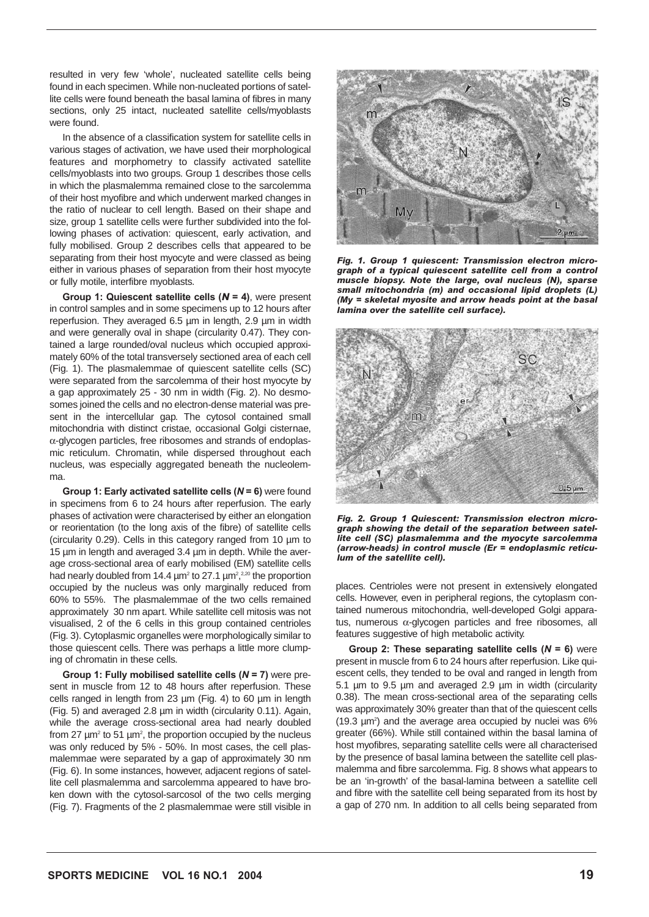resulted in very few 'whole', nucleated satellite cells being found in each specimen. While non-nucleated portions of satellite cells were found beneath the basal lamina of fibres in many sections, only 25 intact, nucleated satellite cells/myoblasts were found.

In the absence of a classification system for satellite cells in various stages of activation, we have used their morphological features and morphometry to classify activated satellite cells/myoblasts into two groups. Group 1 describes those cells in which the plasmalemma remained close to the sarcolemma of their host myofibre and which underwent marked changes in the ratio of nuclear to cell length. Based on their shape and size, group 1 satellite cells were further subdivided into the following phases of activation: quiescent, early activation, and fully mobilised. Group 2 describes cells that appeared to be separating from their host myocyte and were classed as being either in various phases of separation from their host myocyte or fully motile, interfibre myoblasts.

**Group 1: Quiescent satellite cells (*N* = 4)**, were present in control samples and in some specimens up to 12 hours after reperfusion. They averaged 6.5 µm in length, 2.9 µm in width and were generally oval in shape (circularity 0.47). They contained a large rounded/oval nucleus which occupied approximately 60% of the total transversely sectioned area of each cell (Fig. 1). The plasmalemmae of quiescent satellite cells (SC) were separated from the sarcolemma of their host myocyte by a gap approximately 25 - 30 nm in width (Fig. 2). No desmosomes joined the cells and no electron-dense material was present in the intercellular gap. The cytosol contained small mitochondria with distinct cristae, occasional Golgi cisternae, α-glycogen particles, free ribosomes and strands of endoplasmic reticulum. Chromatin, while dispersed throughout each nucleus, was especially aggregated beneath the nucleolemma.

**Group 1: Early activated satellite cells (*N* = 6)** were found in specimens from 6 to 24 hours after reperfusion. The early phases of activation were characterised by either an elongation or reorientation (to the long axis of the fibre) of satellite cells (circularity 0.29). Cells in this category ranged from 10 µm to 15 µm in length and averaged 3.4 µm in depth. While the average cross-sectional area of early mobilised (EM) satellite cells had nearly doubled from 14.4 $\mu m^2$ to 27.1 $\mu m^2$,[2,20] the proportion occupied by the nucleus was only marginally reduced from 60% to 55%. The plasmalemmae of the two cells remained approximately 30 nm apart. While satellite cell mitosis was not visualised, 2 of the 6 cells in this group contained centrioles (Fig. 3). Cytoplasmic organelles were morphologically similar to those quiescent cells. There was perhaps a little more clumping of chromatin in these cells.

**Group 1: Fully mobilised satellite cells (*N* = 7)** were present in muscle from 12 to 48 hours after reperfusion. These cells ranged in length from 23 µm (Fig. 4) to 60 µm in length (Fig. 5) and averaged 2.8 µm in width (circularity 0.11). Again, while the average cross-sectional area had nearly doubled from 27 $\mu m^2$ to 51 $\mu m^2$, the proportion occupied by the nucleus was only reduced by 5% - 50%. In most cases, the cell plasmalemmae were separated by a gap of approximately 30 nm (Fig. 6). In some instances, however, adjacent regions of satellite cell plasmalemma and sarcolemma appeared to have broken down with the cytosol-sarcosol of the two cells merging (Fig. 7). Fragments of the 2 plasmalemmae were still visible in places. Centrioles were not present in extensively elongated cells. However, even in peripheral regions, the cytoplasm contained numerous mitochondria, well-developed Golgi apparatus, numerous α-glycogen particles and free ribosomes, all features suggestive of high metabolic activity.

*Fig. 1. Group 1 quiescent: Transmission electron micrograph of a typical quiescent satellite cell from a control muscle biopsy. Note the large, oval nucleus (N), sparse small mitochondria (m) and occasional lipid droplets (L) (My = skeletal myosite and arrow heads point at the basal lamina over the satellite cell surface).*

*Fig. 2. Group 1 Quiescent: Transmission electron micrograph showing the detail of the separation between satellite cell (SC) plasmalemma and the myocyte sarcolemma (arrow-heads) in control muscle (Er = endoplasmic reticulum of the satellite cell).*

**Group 2: These separating satellite cells (*N* = 6)** were present in muscle from 6 to 24 hours after reperfusion. Like quiescent cells, they tended to be oval and ranged in length from 5.1 µm to 9.5 µm and averaged 2.9 µm in width (circularity 0.38). The mean cross-sectional area of the separating cells was approximately 30% greater than that of the quiescent cells (19.3 $\mu m^2$) and the average area occupied by nuclei was 6% greater (66%). While still contained within the basal lamina of host myofibres, separating satellite cells were all characterised by the presence of basal lamina between the satellite cell plasmalemma and fibre sarcolemma. Fig. 8 shows what appears to be an 'in-growth' of the basal-lamina between a satellite cell and fibre with the satellite cell being separated from its host by a gap of 270 nm. In addition to all cells being separated from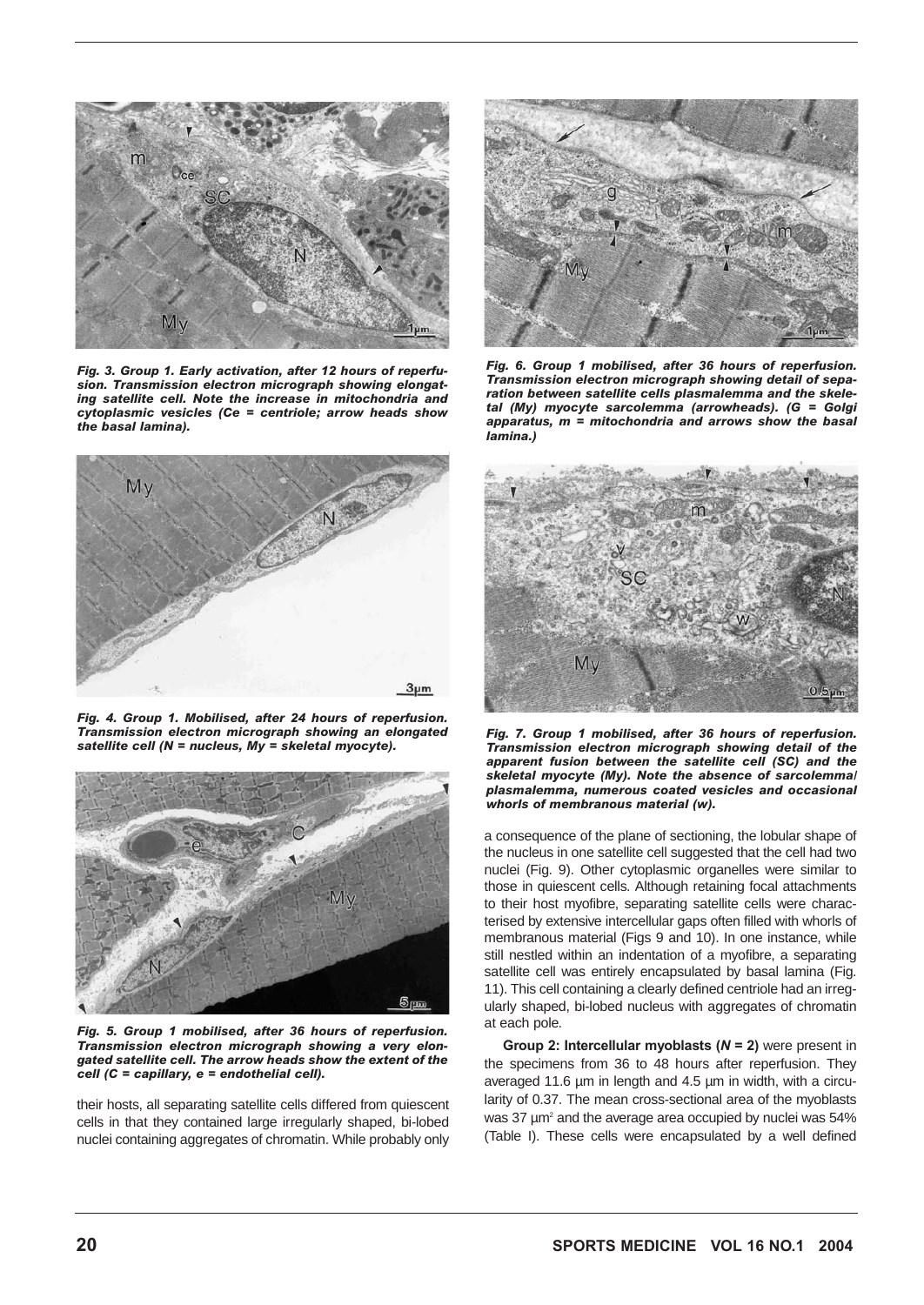*Fig. 3. Group 1. Early activation, after 12 hours of reperfusion. Transmission electron micrograph showing elongating satellite cell. Note the increase in mitochondria and cytoplasmic vesicles (Ce = centriole; arrow heads show the basal lamina).*

*Fig. 4. Group 1. Mobilised, after 24 hours of reperfusion. Transmission electron micrograph showing an elongated satellite cell (N = nucleus, My = skeletal myocyte).*

*Fig. 5. Group 1 mobilised, after 36 hours of reperfusion. Transmission electron micrograph showing a very elongated satellite cell. The arrow heads show the extent of the cell (C = capillary, e = endothelial cell).*

their hosts, all separating satellite cells differed from quiescent cells in that they contained large irregularly shaped, bi-lobed nuclei containing aggregates of chromatin. While probably only a consequence of the plane of sectioning, the lobular shape of the nucleus in one satellite cell suggested that the cell had two nuclei (Fig. 9). Other cytoplasmic organelles were similar to those in quiescent cells. Although retaining focal attachments to their host myofibre, separating satellite cells were characterised by extensive intercellular gaps often filled with whorls of membranous material (Figs 9 and 10). In one instance, while still nestled within an indentation of a myofibre, a separating satellite cell was entirely encapsulated by basal lamina (Fig. 11). This cell containing a clearly defined centriole had an irregularly shaped, bi-lobed nucleus with aggregates of chromatin at each pole.

*Fig. 6. Group 1 mobilised, after 36 hours of reperfusion. Transmission electron micrograph showing detail of separation between satellite cells plasmalemma and the skeletal (My) myocyte sarcolemma (arrowheads). (G = Golgi apparatus, m = mitochondria and arrows show the basal lamina.)*

*Fig. 7. Group 1 mobilised, after 36 hours of reperfusion. Transmission electron micrograph showing detail of the apparent fusion between the satellite cell (SC) and the skeletal myocyte (My). Note the absence of sarcolemma/plasmalemma, numerous coated vesicles and occasional whorls of membranous material (w).*

**Group 2: Intercellular myoblasts ($N = 2$)** were present in the specimens from 36 to 48 hours after reperfusion. They averaged 11.6 µm in length and 4.5 µm in width, with a circularity of 0.37. The mean cross-sectional area of the myoblasts was 37 $\mu m^2$ and the average area occupied by nuclei was 54% (Table I). These cells were encapsulated by a well defined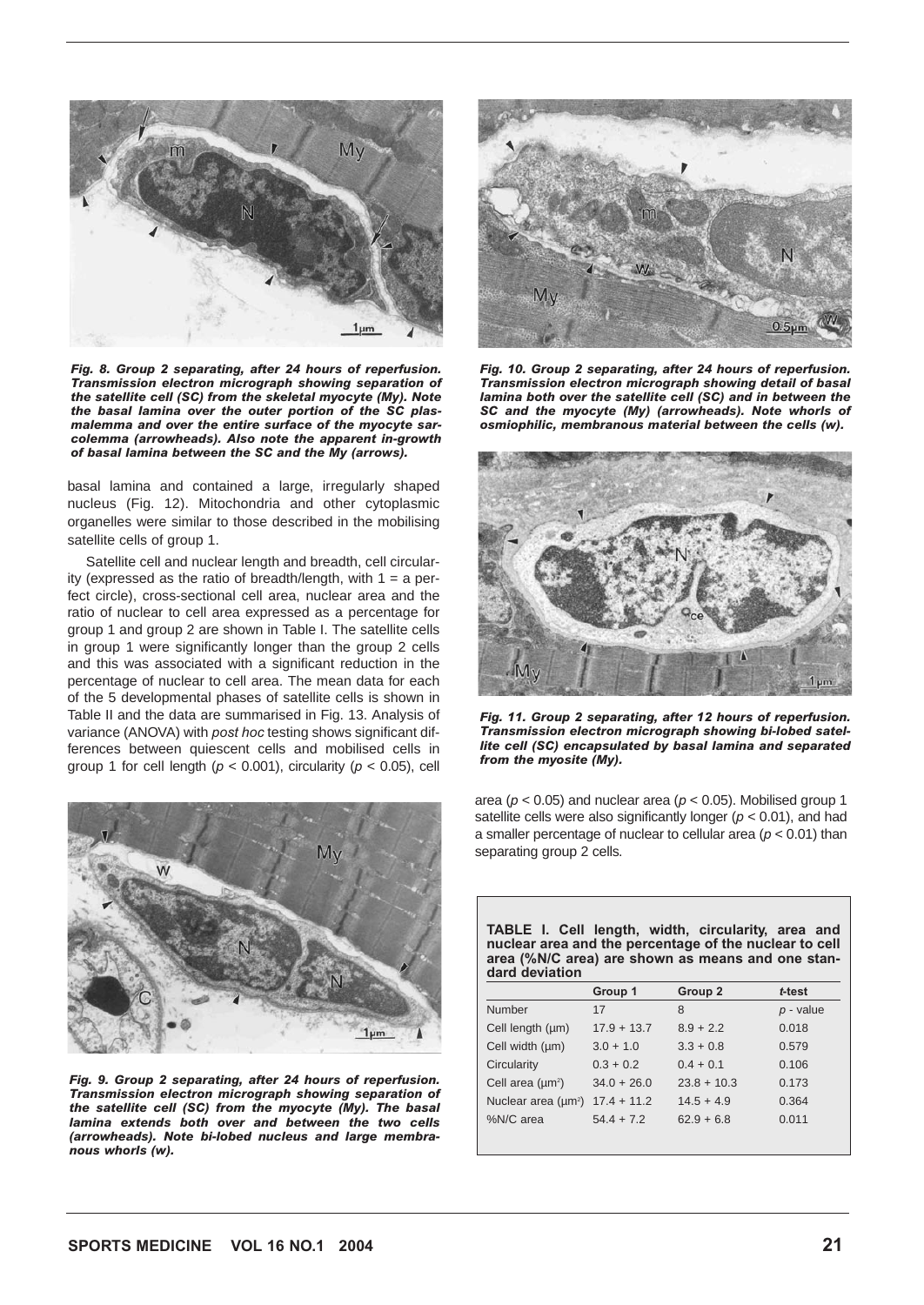*Fig. 8. Group 2 separating, after 24 hours of reperfusion. Transmission electron micrograph showing separation of the satellite cell (SC) from the skeletal myocyte (My). Note the basal lamina over the outer portion of the SC plasmalemma and over the entire surface of the myocyte sarcolemma (arrowheads). Also note the apparent in-growth of basal lamina between the SC and the My (arrows).*

basal lamina and contained a large, irregularly shaped nucleus (Fig. 12). Mitochondria and other cytoplasmic organelles were similar to those described in the mobilising satellite cells of group 1.

Satellite cell and nuclear length and breadth, cell circularity (expressed as the ratio of breadth/length, with 1 = a perfect circle), cross-sectional cell area, nuclear area and the ratio of nuclear to cell area expressed as a percentage for group 1 and group 2 are shown in Table I. The satellite cells in group 1 were significantly longer than the group 2 cells and this was associated with a significant reduction in the percentage of nuclear to cell area. The mean data for each of the 5 developmental phases of satellite cells is shown in Table II and the data are summarised in Fig. 13. Analysis of variance (ANOVA) with *post hoc* testing shows significant differences between quiescent cells and mobilised cells in group 1 for cell length ($p < 0.001$), circularity ($p < 0.05$), cell area ($p < 0.05$) and nuclear area ($p < 0.05$). Mobilised group 1 satellite cells were also significantly longer ($p < 0.01$), and had a smaller percentage of nuclear to cellular area ($p < 0.01$) than separating group 2 cells.

*Fig. 9. Group 2 separating, after 24 hours of reperfusion. Transmission electron micrograph showing separation of the satellite cell (SC) from the myocyte (My). The basal lamina extends both over and between the two cells (arrowheads). Note bi-lobed nucleus and large membranous whorls (w).*

*Fig. 10. Group 2 separating, after 24 hours of reperfusion. Transmission electron micrograph showing detail of basal lamina both over the satellite cell (SC) and in between the SC and the myocyte (My) (arrowheads). Note whorls of osmiophilic, membranous material between the cells (w).*

*Fig. 11. Group 2 separating, after 12 hours of reperfusion. Transmission electron micrograph showing bi-lobed satellite cell (SC) encapsulated by basal lamina and separated from the myosite (My).*

**TABLE I. Cell length, width, circularity, area and nuclear area and the percentage of the nuclear to cell area (%N/C area) are shown as means and one standard deviation**

| | Group 1 | Group 2 | *t*-test |
|---|---|---|---|
| Number | 17 | 8 | *p* - value |
| Cell length (µm) | 17.9 + 13.7 | 8.9 + 2.2 | 0.018 |
| Cell width (µm) | 3.0 + 1.0 | 3.3 + 0.8 | 0.579 |
| Circularity | 0.3 + 0.2 | 0.4 + 0.1 | 0.106 |
| Cell area (µm$^2$) | 34.0 + 26.0 | 23.8 + 10.3 | 0.173 |
| Nuclear area (µm$^2$) | 17.4 + 11.2 | 14.5 + 4.9 | 0.364 |
| %N/C area | 54.4 + 7.2 | 62.9 + 6.8 | 0.011 |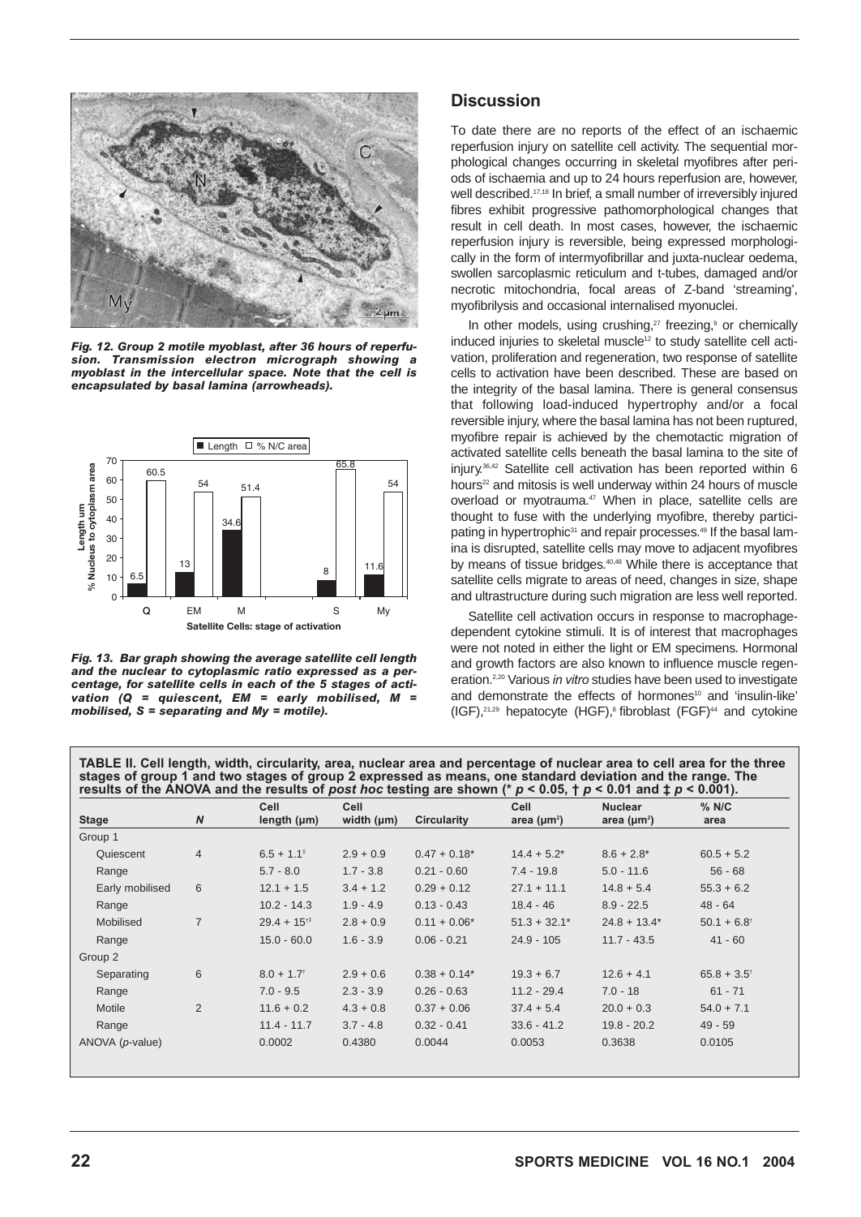*Fig. 12. Group 2 motile myoblast, after 36 hours of reperfusion. Transmission electron micrograph showing a myoblast in the intercellular space. Note that the cell is encapsulated by basal lamina (arrowheads).*

*Fig. 13. Bar graph showing the average satellite cell length and the nuclear to cytoplasmic ratio expressed as a percentage, for satellite cells in each of the 5 stages of activation (Q = quiescent, EM = early mobilised, M = mobilised, S = separating and My = motile).*

## Discussion

To date there are no reports of the effect of an ischaemic reperfusion injury on satellite cell activity. The sequential morphological changes occurring in skeletal myofibres after periods of ischaemia and up to 24 hours reperfusion are, however, well described.[17,18] In brief, a small number of irreversibly injured fibres exhibit progressive pathomorphological changes that result in cell death. In most cases, however, the ischaemic reperfusion injury is reversible, being expressed morphologically in the form of intermyofibrillar and juxta-nuclear oedema, swollen sarcoplasmic reticulum and t-tubes, damaged and/or necrotic mitochondria, focal areas of Z-band 'streaming', myofibrilysis and occasional internalised myonuclei.

In other models, using crushing,[27] freezing,[9] or chemically induced injuries to skeletal muscle[12] to study satellite cell activation, proliferation and regeneration, two response of satellite cells to activation have been described. These are based on the integrity of the basal lamina. There is general consensus that following load-induced hypertrophy and/or a focal reversible injury, where the basal lamina has not been ruptured, myofibre repair is achieved by the chemotactic migration of activated satellite cells beneath the basal lamina to the site of injury.[36,42] Satellite cell activation has been reported within 6 hours[22] and mitosis is well underway within 24 hours of muscle overload or myotrauma.[47] When in place, satellite cells are thought to fuse with the underlying myofibre, thereby participating in hypertrophic[31] and repair processes.[49] If the basal lamina is disrupted, satellite cells may move to adjacent myofibres by means of tissue bridges.[40,48] While there is acceptance that satellite cells migrate to areas of need, changes in size, shape and ultrastructure during such migration are less well reported.

Satellite cell activation occurs in response to macrophage-dependent cytokine stimuli. It is of interest that macrophages were not noted in either the light or EM specimens. Hormonal and growth factors are also known to influence muscle regeneration.[2,20] Various *in vitro* studies have been used to investigate and demonstrate the effects of hormones[10] and 'insulin-like' (IGF),[21,29] hepatocyte (HGF),[8] fibroblast (FGF)[44] and cytokine

**TABLE II. Cell length, width, circularity, area, nuclear area and percentage of nuclear area to cell area for the three stages of group 1 and two stages of group 2 expressed as means, one standard deviation and the range. The results of the ANOVA and the results of *post hoc* testing are shown (* $p < 0.05$, † $p < 0.01$ and ‡ $p < 0.001$).**

| Stage | N | Cell length (µm) | Cell width (µm) | Circularity | Cell area (µm²) | Nuclear area (µm²) | % N/C area |
|---|---|---|---|---|---|---|---|
| Group 1 | | | | | | | |
| Quiescent | 4 | 6.5 + 1.1‡ | 2.9 + 0.9 | 0.47 + 0.18* | 14.4 + 5.2* | 8.6 + 2.8* | 60.5 + 5.2 |
| Range | | 5.7 - 8.0 | 1.7 - 3.8 | 0.21 - 0.60 | 7.4 - 19.8 | 5.0 - 11.6 | 56 - 68 |
| Early mobilised | 6 | 12.1 + 1.5 | 3.4 + 1.2 | 0.29 + 0.12 | 27.1 + 11.1 | 14.8 + 5.4 | 55.3 + 6.2 |
| Range | | 10.2 - 14.3 | 1.9 - 4.9 | 0.13 - 0.43 | 18.4 - 46 | 8.9 - 22.5 | 48 - 64 |
| Mobilised | 7 | 29.4 + 15†‡ | 2.8 + 0.9 | 0.11 + 0.06* | 51.3 + 32.1* | 24.8 + 13.4* | 50.1 + 6.8† |
| Range | | 15.0 - 60.0 | 1.6 - 3.9 | 0.06 - 0.21 | 24.9 - 105 | 11.7 - 43.5 | 41 - 60 |
| Group 2 | | | | | | | |
| Separating | 6 | 8.0 + 1.7† | 2.9 + 0.6 | 0.38 + 0.14* | 19.3 + 6.7 | 12.6 + 4.1 | 65.8 + 3.5† |
| Range | | 7.0 - 9.5 | 2.3 - 3.9 | 0.26 - 0.63 | 11.2 - 29.4 | 7.0 - 18 | 61 - 71 |
| Motile | 2 | 11.6 + 0.2 | 4.3 + 0.8 | 0.37 + 0.06 | 37.4 + 5.4 | 20.0 + 0.3 | 54.0 + 7.1 |
| Range | | 11.4 - 11.7 | 3.7 - 4.8 | 0.32 - 0.41 | 33.6 - 41.2 | 19.8 - 20.2 | 49 - 59 |
| ANOVA (*p*-value) | | 0.0002 | 0.4380 | 0.0044 | 0.0053 | 0.3638 | 0.0105 |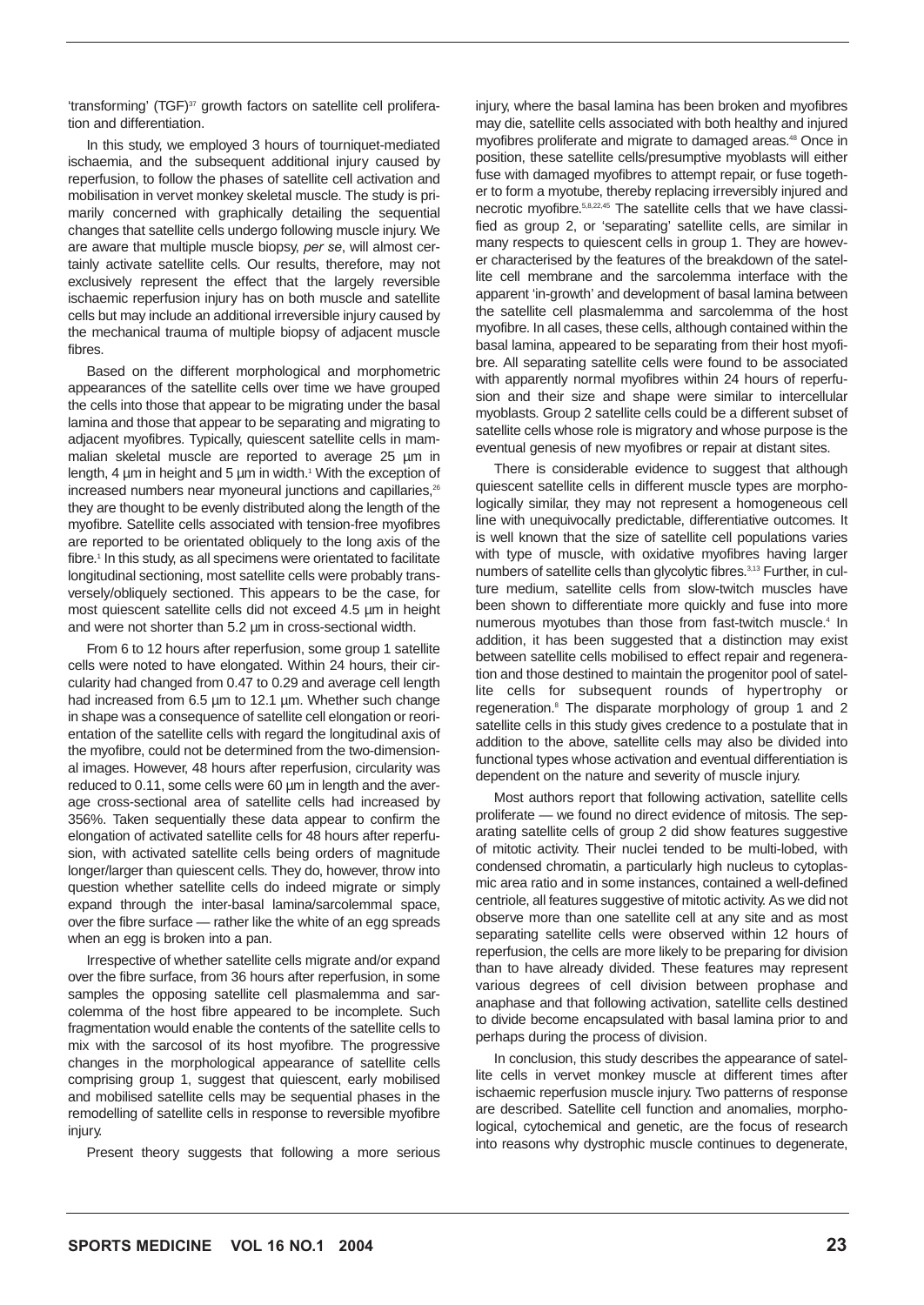'transforming' (TGF)[37] growth factors on satellite cell proliferation and differentiation.

In this study, we employed 3 hours of tourniquet-mediated ischaemia, and the subsequent additional injury caused by reperfusion, to follow the phases of satellite cell activation and mobilisation in vervet monkey skeletal muscle. The study is primarily concerned with graphically detailing the sequential changes that satellite cells undergo following muscle injury. We are aware that multiple muscle biopsy, *per se*, will almost certainly activate satellite cells. Our results, therefore, may not exclusively represent the effect that the largely reversible ischaemic reperfusion injury has on both muscle and satellite cells but may include an additional irreversible injury caused by the mechanical trauma of multiple biopsy of adjacent muscle fibres.

Based on the different morphological and morphometric appearances of the satellite cells over time we have grouped the cells into those that appear to be migrating under the basal lamina and those that appear to be separating and migrating to adjacent myofibres. Typically, quiescent satellite cells in mammalian skeletal muscle are reported to average 25 µm in length, 4 µm in height and 5 µm in width.[1] With the exception of increased numbers near myoneural junctions and capillaries,[26] they are thought to be evenly distributed along the length of the myofibre. Satellite cells associated with tension-free myofibres are reported to be orientated obliquely to the long axis of the fibre.[1] In this study, as all specimens were orientated to facilitate longitudinal sectioning, most satellite cells were probably transversely/obliquely sectioned. This appears to be the case, for most quiescent satellite cells did not exceed 4.5 µm in height and were not shorter than 5.2 µm in cross-sectional width.

From 6 to 12 hours after reperfusion, some group 1 satellite cells were noted to have elongated. Within 24 hours, their circularity had changed from 0.47 to 0.29 and average cell length had increased from 6.5 µm to 12.1 µm. Whether such change in shape was a consequence of satellite cell elongation or reorientation of the satellite cells with regard the longitudinal axis of the myofibre, could not be determined from the two-dimensional images. However, 48 hours after reperfusion, circularity was reduced to 0.11, some cells were 60 µm in length and the average cross-sectional area of satellite cells had increased by 356%. Taken sequentially these data appear to confirm the elongation of activated satellite cells for 48 hours after reperfusion, with activated satellite cells being orders of magnitude longer/larger than quiescent cells. They do, however, throw into question whether satellite cells do indeed migrate or simply expand through the inter-basal lamina/sarcolemmal space, over the fibre surface — rather like the white of an egg spreads when an egg is broken into a pan.

Irrespective of whether satellite cells migrate and/or expand over the fibre surface, from 36 hours after reperfusion, in some samples the opposing satellite cell plasmalemma and sarcolemma of the host fibre appeared to be incomplete. Such fragmentation would enable the contents of the satellite cells to mix with the sarcosol of its host myofibre. The progressive changes in the morphological appearance of satellite cells comprising group 1, suggest that quiescent, early mobilised and mobilised satellite cells may be sequential phases in the remodelling of satellite cells in response to reversible myofibre injury.

Present theory suggests that following a more serious injury, where the basal lamina has been broken and myofibres may die, satellite cells associated with both healthy and injured myofibres proliferate and migrate to damaged areas.[48] Once in position, these satellite cells/presumptive myoblasts will either fuse with damaged myofibres to attempt repair, or fuse together to form a myotube, thereby replacing irreversibly injured and necrotic myofibre.[5,8,22,45] The satellite cells that we have classified as group 2, or 'separating' satellite cells, are similar in many respects to quiescent cells in group 1. They are however characterised by the features of the breakdown of the satellite cell membrane and the sarcolemma interface with the apparent 'in-growth' and development of basal lamina between the satellite cell plasmalemma and sarcolemma of the host myofibre. In all cases, these cells, although contained within the basal lamina, appeared to be separating from their host myofibre. All separating satellite cells were found to be associated with apparently normal myofibres within 24 hours of reperfusion and their size and shape were similar to intercellular myoblasts. Group 2 satellite cells could be a different subset of satellite cells whose role is migratory and whose purpose is the eventual genesis of new myofibres or repair at distant sites.

There is considerable evidence to suggest that although quiescent satellite cells in different muscle types are morphologically similar, they may not represent a homogeneous cell line with unequivocally predictable, differentiative outcomes. It is well known that the size of satellite cell populations varies with type of muscle, with oxidative myofibres having larger numbers of satellite cells than glycolytic fibres.[3,13] Further, in culture medium, satellite cells from slow-twitch muscles have been shown to differentiate more quickly and fuse into more numerous myotubes than those from fast-twitch muscle.[4] In addition, it has been suggested that a distinction may exist between satellite cells mobilised to effect repair and regeneration and those destined to maintain the progenitor pool of satellite cells for subsequent rounds of hypertrophy or regeneration.[8] The disparate morphology of group 1 and 2 satellite cells in this study gives credence to a postulate that in addition to the above, satellite cells may also be divided into functional types whose activation and eventual differentiation is dependent on the nature and severity of muscle injury.

Most authors report that following activation, satellite cells proliferate — we found no direct evidence of mitosis. The separating satellite cells of group 2 did show features suggestive of mitotic activity. Their nuclei tended to be multi-lobed, with condensed chromatin, a particularly high nucleus to cytoplasmic area ratio and in some instances, contained a well-defined centriole, all features suggestive of mitotic activity. As we did not observe more than one satellite cell at any site and as most separating satellite cells were observed within 12 hours of reperfusion, the cells are more likely to be preparing for division than to have already divided. These features may represent various degrees of cell division between prophase and anaphase and that following activation, satellite cells destined to divide become encapsulated with basal lamina prior to and perhaps during the process of division.

In conclusion, this study describes the appearance of satellite cells in vervet monkey muscle at different times after ischaemic reperfusion muscle injury. Two patterns of response are described. Satellite cell function and anomalies, morphological, cytochemical and genetic, are the focus of research into reasons why dystrophic muscle continues to degenerate,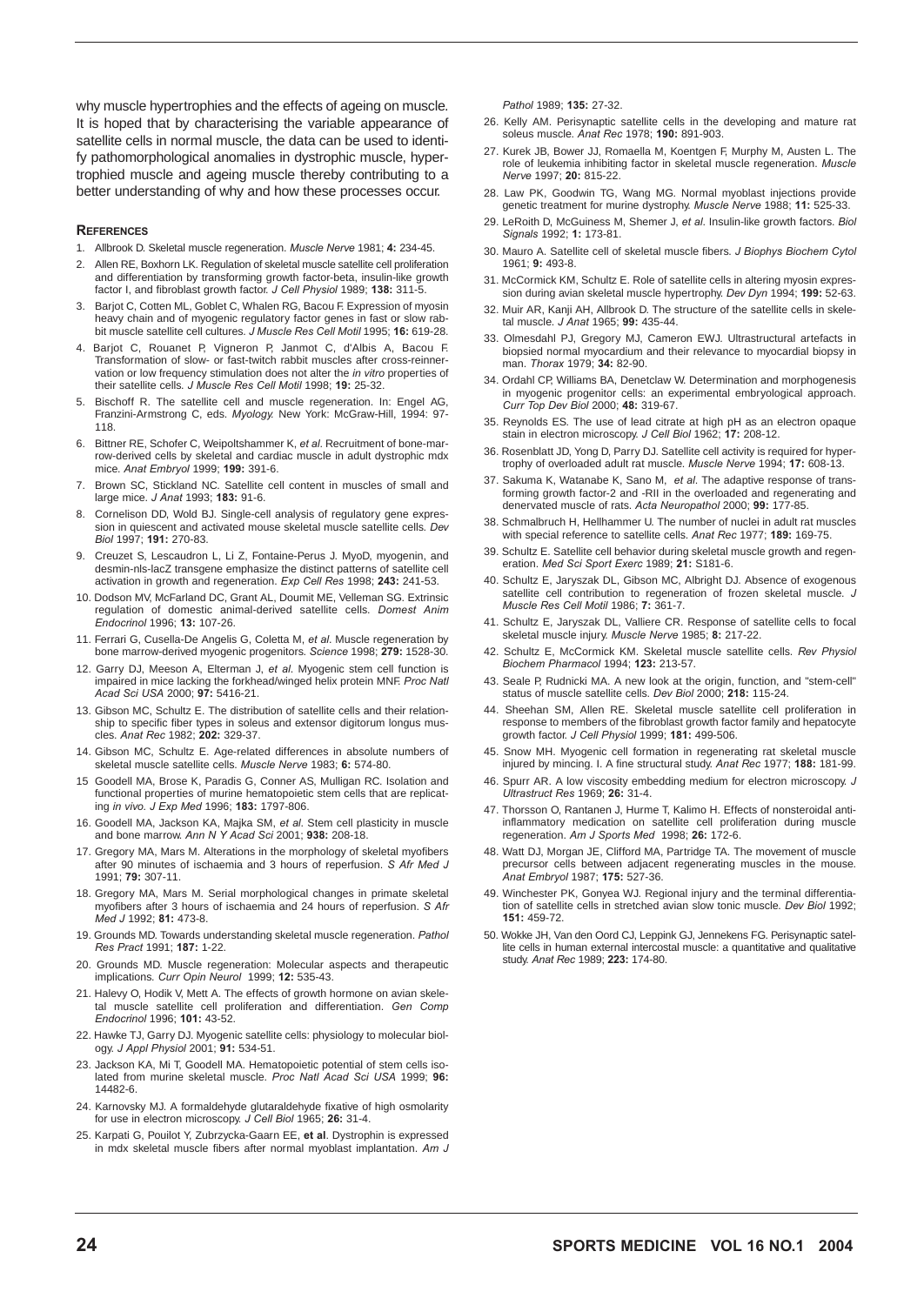why muscle hypertrophies and the effects of ageing on muscle. It is hoped that by characterising the variable appearance of satellite cells in normal muscle, the data can be used to identify pathomorphological anomalies in dystrophic muscle, hypertrophied muscle and ageing muscle thereby contributing to a better understanding of why and how these processes occur.

## References

1. Allbrook D. Skeletal muscle regeneration. *Muscle Nerve* 1981; **4:** 234-45.
2. Allen RE, Boxhorn LK. Regulation of skeletal muscle satellite cell proliferation and differentiation by transforming growth factor-beta, insulin-like growth factor I, and fibroblast growth factor. *J Cell Physiol* 1989; **138:** 311-5.
3. Barjot C, Cotten ML, Goblet C, Whalen RG, Bacou F. Expression of myosin heavy chain and of myogenic regulatory factor genes in fast or slow rabbit muscle satellite cell cultures. *J Muscle Res Cell Motil* 1995; **16:** 619-28.
4. Barjot C, Rouanet P, Vigneron P, Janmot C, d'Albis A, Bacou F. Transformation of slow- or fast-twitch rabbit muscles after cross-reinnervation or low frequency stimulation does not alter the *in vitro* properties of their satellite cells. *J Muscle Res Cell Motil* 1998; **19:** 25-32.
5. Bischoff R. The satellite cell and muscle regeneration. In: Engel AG, Franzini-Armstrong C, eds. *Myology.* New York: McGraw-Hill, 1994: 97-118.
6. Bittner RE, Schofer C, Weipoltshammer K, *et al*. Recruitment of bone-marrow-derived cells by skeletal and cardiac muscle in adult dystrophic mdx mice. *Anat Embryol* 1999; **199:** 391-6.
7. Brown SC, Stickland NC. Satellite cell content in muscles of small and large mice. *J Anat* 1993; **183:** 91-6.
8. Cornelison DD, Wold BJ. Single-cell analysis of regulatory gene expression in quiescent and activated mouse skeletal muscle satellite cells. *Dev Biol* 1997; **191:** 270-83.
9. Creuzet S, Lescaudron L, Li Z, Fontaine-Perus J. MyoD, myogenin, and desmin-nls-lacZ transgene emphasize the distinct patterns of satellite cell activation in growth and regeneration. *Exp Cell Res* 1998; **243:** 241-53.
10. Dodson MV, McFarland DC, Grant AL, Doumit ME, Velleman SG. Extrinsic regulation of domestic animal-derived satellite cells. *Domest Anim Endocrinol* 1996; **13:** 107-26.
11. Ferrari G, Cusella-De Angelis G, Coletta M, *et al*. Muscle regeneration by bone marrow-derived myogenic progenitors. *Science* 1998; **279:** 1528-30.
12. Garry DJ, Meeson A, Elterman J, *et al*. Myogenic stem cell function is impaired in mice lacking the forkhead/winged helix protein MNF. *Proc Natl Acad Sci USA* 2000; **97:** 5416-21.
13. Gibson MC, Schultz E. The distribution of satellite cells and their relationship to specific fiber types in soleus and extensor digitorum longus muscles. *Anat Rec* 1982; **202:** 329-37.
14. Gibson MC, Schultz E. Age-related differences in absolute numbers of skeletal muscle satellite cells. *Muscle Nerve* 1983; **6:** 574-80.
15. Goodell MA, Brose K, Paradis G, Conner AS, Mulligan RC. Isolation and functional properties of murine hematopoietic stem cells that are replicating *in vivo*. *J Exp Med* 1996; **183:** 1797-806.
16. Goodell MA, Jackson KA, Majka SM, *et al*. Stem cell plasticity in muscle and bone marrow. *Ann N Y Acad Sci* 2001; **938:** 208-18.
17. Gregory MA, Mars M. Alterations in the morphology of skeletal myofibers after 90 minutes of ischaemia and 3 hours of reperfusion. *S Afr Med J* 1991; **79:** 307-11.
18. Gregory MA, Mars M. Serial morphological changes in primate skeletal myofibers after 3 hours of ischaemia and 24 hours of reperfusion. *S Afr Med J* 1992; **81:** 473-8.
19. Grounds MD. Towards understanding skeletal muscle regeneration. *Pathol Res Pract* 1991; **187:** 1-22.
20. Grounds MD. Muscle regeneration: Molecular aspects and therapeutic implications. *Curr Opin Neurol* 1999; **12:** 535-43.
21. Halevy O, Hodik V, Mett A. The effects of growth hormone on avian skeletal muscle satellite cell proliferation and differentiation. *Gen Comp Endocrinol* 1996; **101:** 43-52.
22. Hawke TJ, Garry DJ. Myogenic satellite cells: physiology to molecular biology. *J Appl Physiol* 2001; **91:** 534-51.
23. Jackson KA, Mi T, Goodell MA. Hematopoietic potential of stem cells isolated from murine skeletal muscle. *Proc Natl Acad Sci USA* 1999; **96:** 14482-6.
24. Karnovsky MJ. A formaldehyde glutaraldehyde fixative of high osmolarity for use in electron microscopy. *J Cell Biol* 1965; **26:** 31-4.
25. Karpati G, Pouilot Y, Zubrzycka-Gaarn EE, **et al**. Dystrophin is expressed in mdx skeletal muscle fibers after normal myoblast implantation. *Am J Pathol* 1989; **135:** 27-32.
26. Kelly AM. Perisynaptic satellite cells in the developing and mature rat soleus muscle. *Anat Rec* 1978; **190:** 891-903.
27. Kurek JB, Bower JJ, Romaella M, Koentgen F, Murphy M, Austen L. The role of leukemia inhibiting factor in skeletal muscle regeneration. *Muscle Nerve* 1997; **20:** 815-22.
28. Law PK, Goodwin TG, Wang MG. Normal myoblast injections provide genetic treatment for murine dystrophy. *Muscle Nerve* 1988; **11:** 525-33.
29. LeRoith D, McGuiness M, Shemer J, *et al*. Insulin-like growth factors. *Biol Signals* 1992; **1:** 173-81.
30. Mauro A. Satellite cell of skeletal muscle fibers. *J Biophys Biochem Cytol* 1961; **9:** 493-8.
31. McCormick KM, Schultz E. Role of satellite cells in altering myosin expression during avian skeletal muscle hypertrophy. *Dev Dyn* 1994; **199:** 52-63.
32. Muir AR, Kanji AH, Allbrook D. The structure of the satellite cells in skeletal muscle. *J Anat* 1965; **99:** 435-44.
33. Olmesdahl PJ, Gregory MJ, Cameron EWJ. Ultrastructural artefacts in biopsied normal myocardium and their relevance to myocardial biopsy in man. *Thorax* 1979; **34:** 82-90.
34. Ordahl CP, Williams BA, Denetclaw W. Determination and morphogenesis in myogenic progenitor cells: an experimental embryological approach. *Curr Top Dev Biol* 2000; **48:** 319-67.
35. Reynolds ES. The use of lead citrate at high pH as an electron opaque stain in electron microscopy. *J Cell Biol* 1962; **17:** 208-12.
36. Rosenblatt JD, Yong D, Parry DJ. Satellite cell activity is required for hypertrophy of overloaded adult rat muscle. *Muscle Nerve* 1994; **17:** 608-13.
37. Sakuma K, Watanabe K, Sano M, *et al*. The adaptive response of transforming growth factor-2 and -RII in the overloaded and regenerating and denervated muscle of rats. *Acta Neuropathol* 2000; **99:** 177-85.
38. Schmalbruch H, Hellhammer U. The number of nuclei in adult rat muscles with special reference to satellite cells. *Anat Rec* 1977; **189:** 169-75.
39. Schultz E. Satellite cell behavior during skeletal muscle growth and regeneration. *Med Sci Sport Exerc* 1989; **21:** S181-6.
40. Schultz E, Jaryszak DL, Gibson MC, Albright DJ. Absence of exogenous satellite cell contribution to regeneration of frozen skeletal muscle. *J Muscle Res Cell Motil* 1986; **7:** 361-7.
41. Schultz E, Jaryszak DL, Valliere CR. Response of satellite cells to focal skeletal muscle injury. *Muscle Nerve* 1985; **8:** 217-22.
42. Schultz E, McCormick KM. Skeletal muscle satellite cells. *Rev Physiol Biochem Pharmacol* 1994; **123:** 213-57.
43. Seale P, Rudnicki MA. A new look at the origin, function, and "stem-cell" status of muscle satellite cells. *Dev Biol* 2000; **218:** 115-24.
44. Sheehan SM, Allen RE. Skeletal muscle satellite cell proliferation in response to members of the fibroblast growth factor family and hepatocyte growth factor. *J Cell Physiol* 1999; **181:** 499-506.
45. Snow MH. Myogenic cell formation in regenerating rat skeletal muscle injured by mincing. I. A fine structural study. *Anat Rec* 1977; **188:** 181-99.
46. Spurr AR. A low viscosity embedding medium for electron microscopy. *J Ultrastruct Res* 1969; **26:** 31-4.
47. Thorsson O, Rantanen J, Hurme T, Kalimo H. Effects of nonsteroidal anti-inflammatory medication on satellite cell proliferation during muscle regeneration. *Am J Sports Med* 1998; **26:** 172-6.
48. Watt DJ, Morgan JE, Clifford MA, Partridge TA. The movement of muscle precursor cells between adjacent regenerating muscles in the mouse. *Anat Embryol* 1987; **175:** 527-36.
49. Winchester PK, Gonyea WJ. Regional injury and the terminal differentiation of satellite cells in stretched avian slow tonic muscle. *Dev Biol* 1992; **151:** 459-72.
50. Wokke JH, Van den Oord CJ, Leppink GJ, Jennekens FG. Perisynaptic satellite cells in human external intercostal muscle: a quantitative and qualitative study. *Anat Rec* 1989; **223:** 174-80.